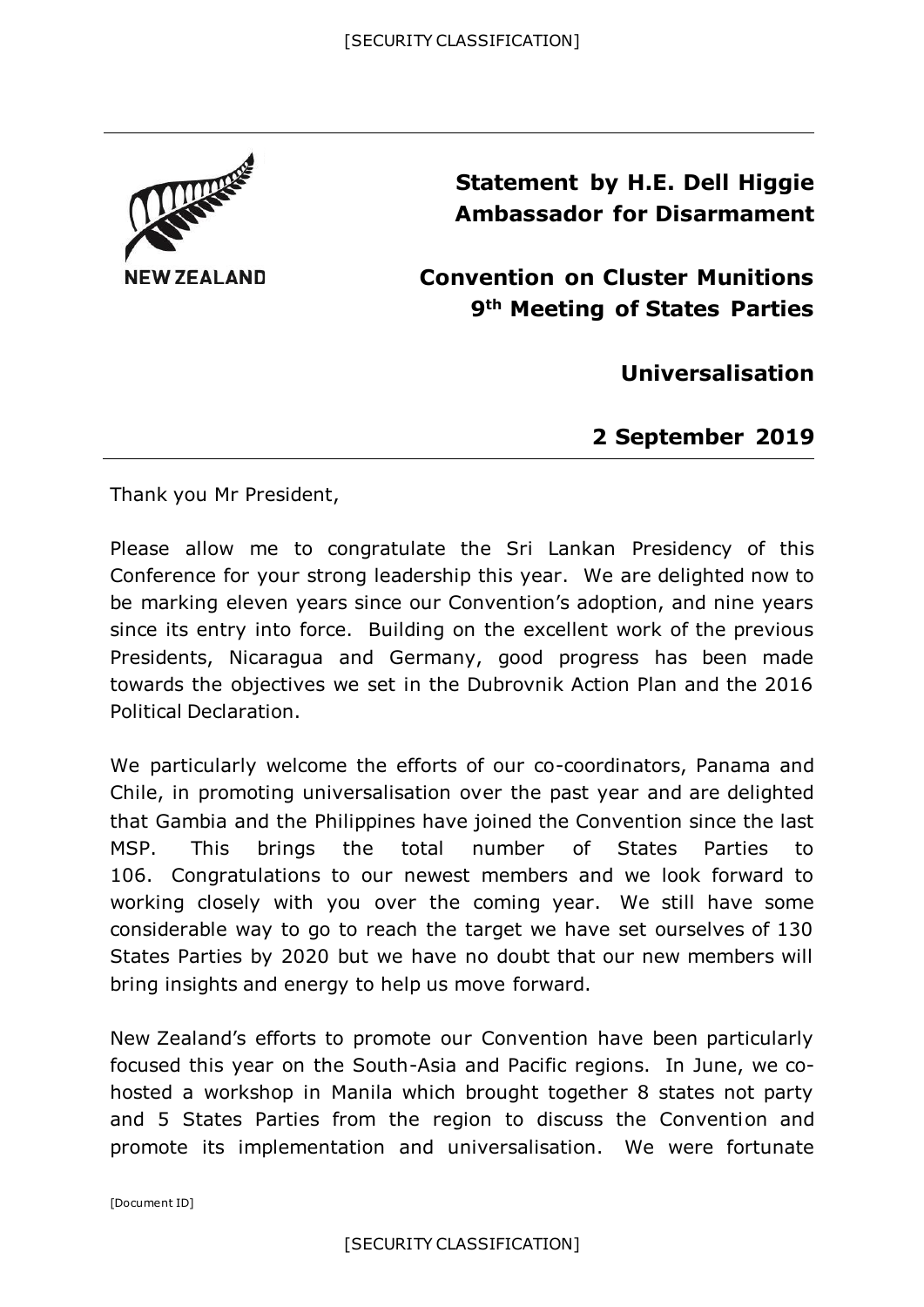NEW ZEALAND

# Statement by H.E. Dell Higgie
## Ambassador for Disarmament

## Convention on Cluster Munitions
## 9th Meeting of States Parties

## Universalisation

## 2 September 2019

Thank you Mr President,

Please allow me to congratulate the Sri Lankan Presidency of this Conference for your strong leadership this year. We are delighted now to be marking eleven years since our Convention's adoption, and nine years since its entry into force. Building on the excellent work of the previous Presidents, Nicaragua and Germany, good progress has been made towards the objectives we set in the Dubrovnik Action Plan and the 2016 Political Declaration.

We particularly welcome the efforts of our co-coordinators, Panama and Chile, in promoting universalisation over the past year and are delighted that Gambia and the Philippines have joined the Convention since the last MSP. This brings the total number of States Parties to 106. Congratulations to our newest members and we look forward to working closely with you over the coming year. We still have some considerable way to go to reach the target we have set ourselves of 130 States Parties by 2020 but we have no doubt that our new members will bring insights and energy to help us move forward.

New Zealand's efforts to promote our Convention have been particularly focused this year on the South-Asia and Pacific regions. In June, we co-hosted a workshop in Manila which brought together 8 states not party and 5 States Parties from the region to discuss the Convention and promote its implementation and universalisation. We were fortunate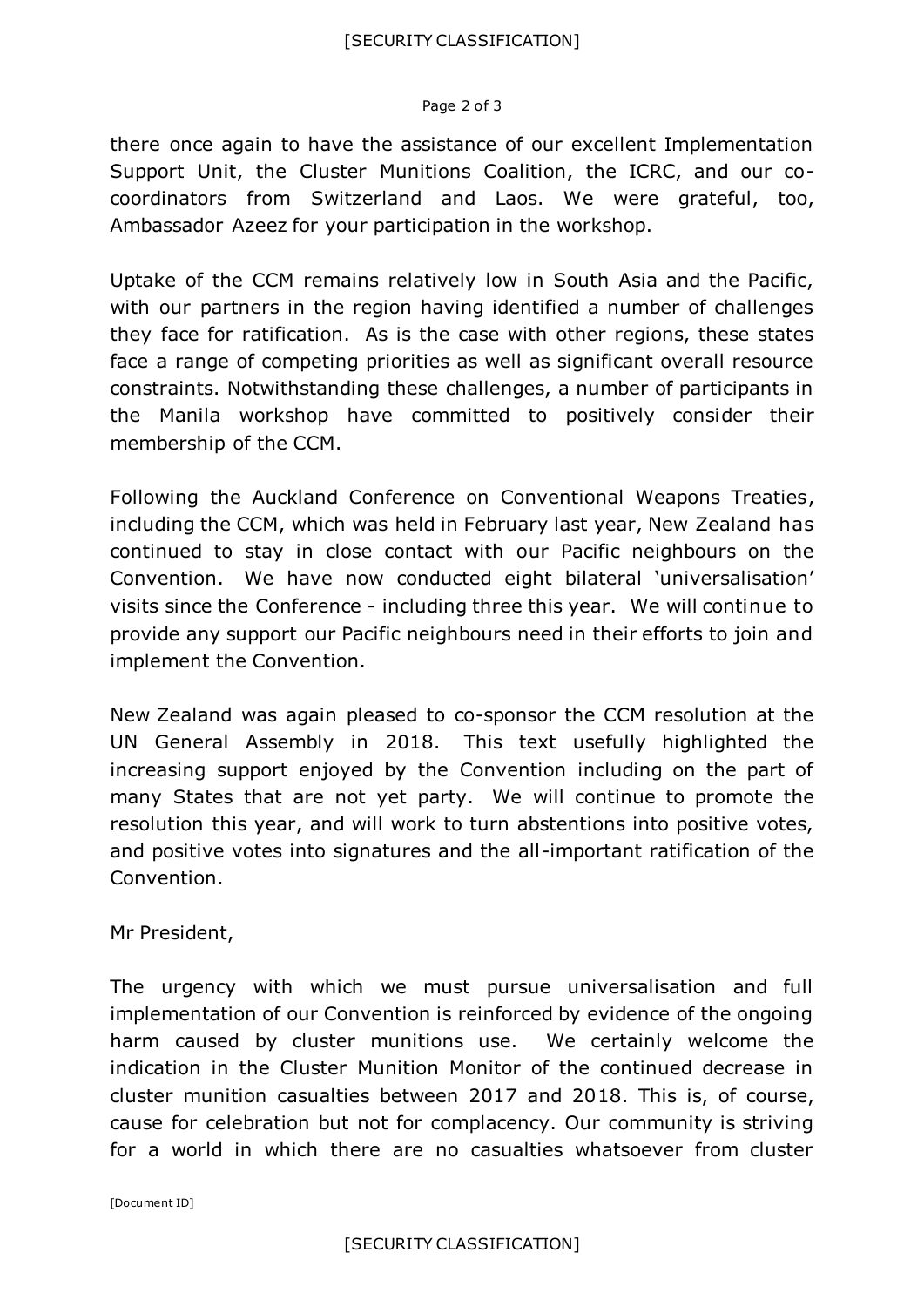there once again to have the assistance of our excellent Implementation Support Unit, the Cluster Munitions Coalition, the ICRC, and our co-coordinators from Switzerland and Laos. We were grateful, too, Ambassador Azeez for your participation in the workshop.

Uptake of the CCM remains relatively low in South Asia and the Pacific, with our partners in the region having identified a number of challenges they face for ratification. As is the case with other regions, these states face a range of competing priorities as well as significant overall resource constraints. Notwithstanding these challenges, a number of participants in the Manila workshop have committed to positively consider their membership of the CCM.

Following the Auckland Conference on Conventional Weapons Treaties, including the CCM, which was held in February last year, New Zealand has continued to stay in close contact with our Pacific neighbours on the Convention. We have now conducted eight bilateral 'universalisation' visits since the Conference - including three this year. We will continue to provide any support our Pacific neighbours need in their efforts to join and implement the Convention.

New Zealand was again pleased to co-sponsor the CCM resolution at the UN General Assembly in 2018. This text usefully highlighted the increasing support enjoyed by the Convention including on the part of many States that are not yet party. We will continue to promote the resolution this year, and will work to turn abstentions into positive votes, and positive votes into signatures and the all-important ratification of the Convention.

Mr President,

The urgency with which we must pursue universalisation and full implementation of our Convention is reinforced by evidence of the ongoing harm caused by cluster munitions use. We certainly welcome the indication in the Cluster Munition Monitor of the continued decrease in cluster munition casualties between 2017 and 2018. This is, of course, cause for celebration but not for complacency. Our community is striving for a world in which there are no casualties whatsoever from cluster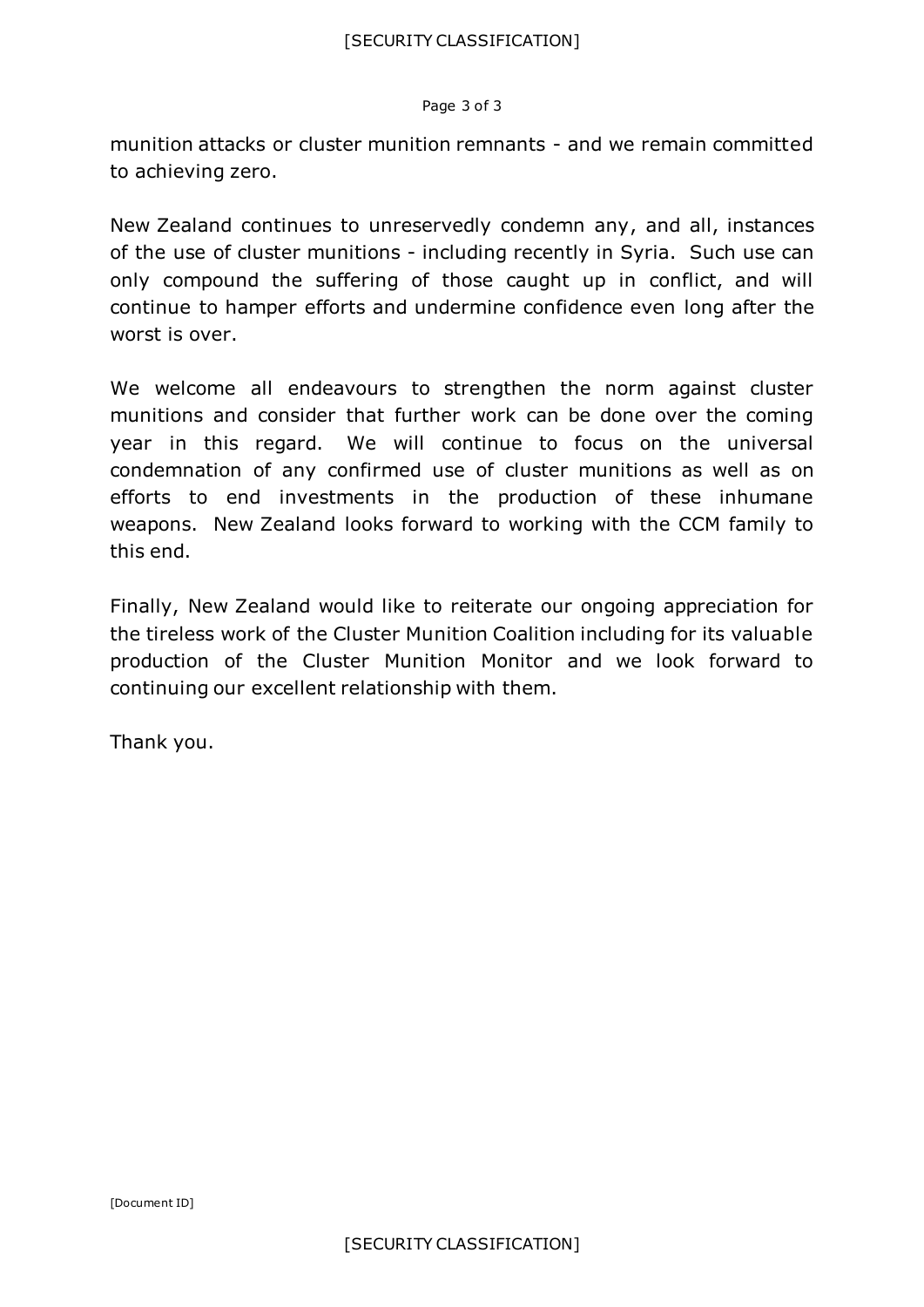munition attacks or cluster munition remnants - and we remain committed to achieving zero.

New Zealand continues to unreservedly condemn any, and all, instances of the use of cluster munitions - including recently in Syria. Such use can only compound the suffering of those caught up in conflict, and will continue to hamper efforts and undermine confidence even long after the worst is over.

We welcome all endeavours to strengthen the norm against cluster munitions and consider that further work can be done over the coming year in this regard. We will continue to focus on the universal condemnation of any confirmed use of cluster munitions as well as on efforts to end investments in the production of these inhumane weapons. New Zealand looks forward to working with the CCM family to this end.

Finally, New Zealand would like to reiterate our ongoing appreciation for the tireless work of the Cluster Munition Coalition including for its valuable production of the Cluster Munition Monitor and we look forward to continuing our excellent relationship with them.

Thank you.